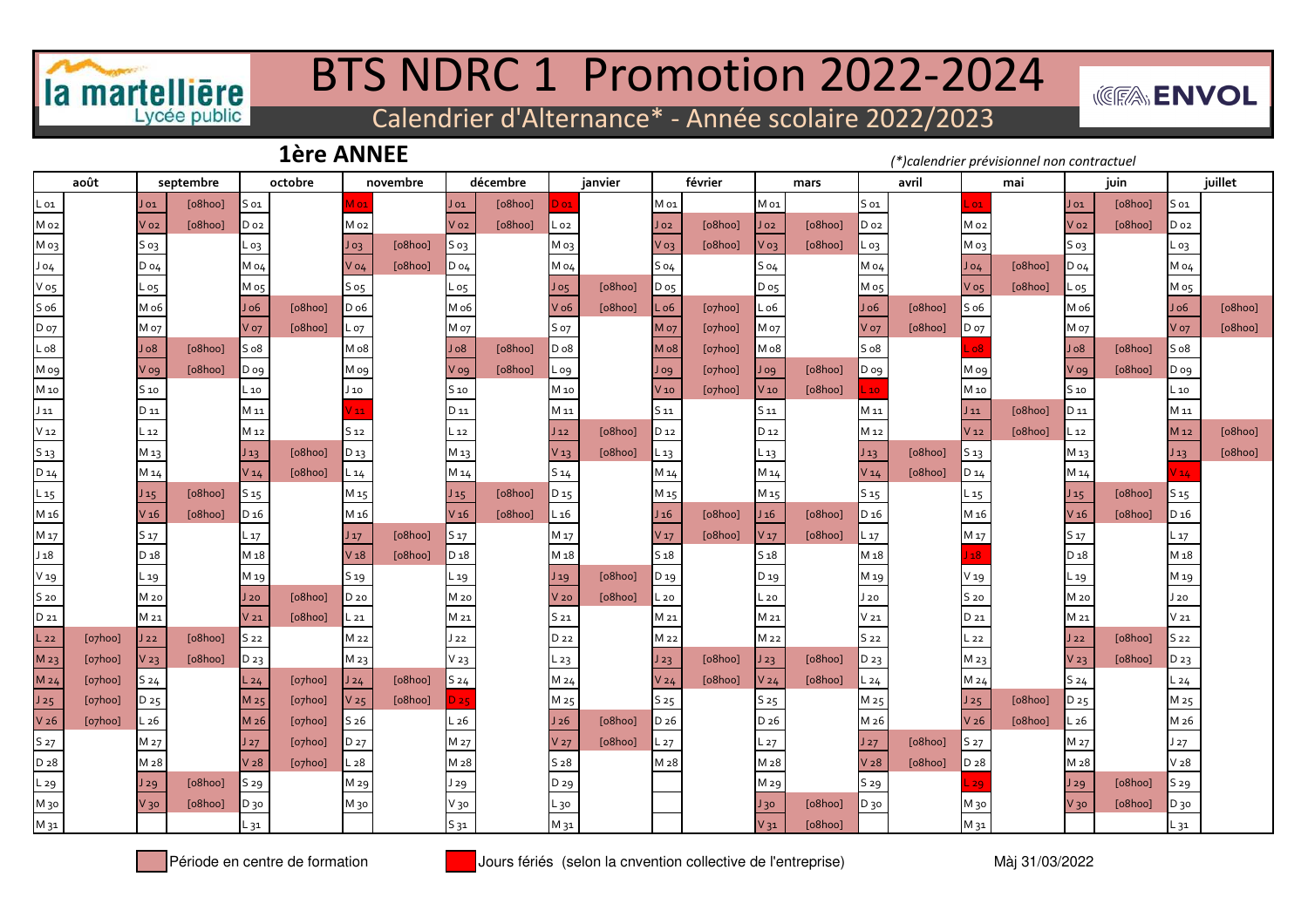# la martellière
Lycée public

# BTS NDRC 1 Promotion 2022-2024

CFA ENVOL

## Calendrier d'Alternance* - Année scolaire 2022/2023

### 1ère ANNEE

*(*)calendrier prévisionnel non contractuel*

| août | | septembre | | octobre | | novembre | | décembre | | janvier | | février | | mars | | avril | | mai | | juin | | juillet | |
|---|---|---|---|---|---|---|---|---|---|---|---|---|---|---|---|---|---|---|---|---|---|---|---|
| L 01 | | J 01 | [08h00] | S 01 | | M 01 | | J 01 | [08h00] | D 01 | | M 01 | | M 01 | | S 01 | | L 01 | | J 01 | [08h00] | S 01 | |
| M 02 | | V 02 | [08h00] | D 02 | | M 02 | | V 02 | [08h00] | L 02 | | J 02 | [08h00] | J 02 | [08h00] | D 02 | | M 02 | | V 02 | [08h00] | D 02 | |
| M 03 | | S 03 | | L 03 | | J 03 | [08h00] | S 03 | | M 03 | | V 03 | [08h00] | V 03 | [08h00] | L 03 | | M 03 | | S 03 | | L 03 | |
| J 04 | | D 04 | | M 04 | | V 04 | [08h00] | D 04 | | M 04 | | S 04 | | S 04 | | M 04 | | J 04 | [08h00] | D 04 | | M 04 | |
| V 05 | | L 05 | | M 05 | | S 05 | | L 05 | | J 05 | [08h00] | D 05 | | D 05 | | M 05 | | V 05 | [08h00] | L 05 | | M 05 | |
| S 06 | | M 06 | | J 06 | [08h00] | D 06 | | M 06 | | V 06 | [08h00] | L 06 | [07h00] | L 06 | | J 06 | [08h00] | S 06 | | M 06 | | J 06 | [08h00] |
| D 07 | | M 07 | | V 07 | [08h00] | L 07 | | M 07 | | S 07 | | M 07 | [07h00] | M 07 | | V 07 | [08h00] | D 07 | | M 07 | | V 07 | [08h00] |
| L 08 | | J 08 | [08h00] | S 08 | | M 08 | | J 08 | [08h00] | D 08 | | M 08 | [07h00] | M 08 | | S 08 | | L 08 | | J 08 | [08h00] | S 08 | |
| M 09 | | V 09 | [08h00] | D 09 | | M 09 | | V 09 | [08h00] | L 09 | | J 09 | [07h00] | J 09 | [08h00] | D 09 | | M 09 | | V 09 | [08h00] | D 09 | |
| M 10 | | S 10 | | L 10 | | J 10 | | S 10 | | M 10 | | V 10 | [07h00] | V 10 | [08h00] | L 10 | | M 10 | | S 10 | | L 10 | |
| J 11 | | D 11 | | M 11 | | V 11 | | D 11 | | M 11 | | S 11 | | S 11 | | M 11 | | J 11 | [08h00] | D 11 | | M 11 | |
| V 12 | | L 12 | | M 12 | | S 12 | | L 12 | | J 12 | [08h00] | D 12 | | D 12 | | M 12 | | V 12 | [08h00] | L 12 | | M 12 | [08h00] |
| S 13 | | M 13 | | J 13 | [08h00] | D 13 | | M 13 | | V 13 | [08h00] | L 13 | | L 13 | | J 13 | [08h00] | S 13 | | M 13 | | J 13 | [08h00] |
| D 14 | | M 14 | | V 14 | [08h00] | L 14 | | M 14 | | S 14 | | M 14 | | M 14 | | V 14 | [08h00] | D 14 | | M 14 | | V 14 | |
| L 15 | | J 15 | [08h00] | S 15 | | M 15 | | J 15 | [08h00] | D 15 | | M 15 | | M 15 | | S 15 | | L 15 | | J 15 | [08h00] | S 15 | |
| M 16 | | V 16 | [08h00] | D 16 | | M 16 | | V 16 | [08h00] | L 16 | | J 16 | [08h00] | J 16 | [08h00] | D 16 | | M 16 | | V 16 | [08h00] | D 16 | |
| M 17 | | S 17 | | L 17 | | J 17 | [08h00] | S 17 | | M 17 | | V 17 | [08h00] | V 17 | [08h00] | L 17 | | M 17 | | S 17 | | L 17 | |
| J 18 | | D 18 | | M 18 | | V 18 | [08h00] | D 18 | | M 18 | | S 18 | | S 18 | | M 18 | | J 18 | | D 18 | | M 18 | |
| V 19 | | L 19 | | M 19 | | S 19 | | L 19 | | J 19 | [08h00] | D 19 | | D 19 | | M 19 | | V 19 | | L 19 | | M 19 | |
| S 20 | | M 20 | | J 20 | [08h00] | D 20 | | M 20 | | V 20 | [08h00] | L 20 | | L 20 | | J 20 | | S 20 | | M 20 | | J 20 | |
| D 21 | | M 21 | | V 21 | [08h00] | L 21 | | M 21 | | S 21 | | M 21 | | M 21 | | V 21 | | D 21 | | M 21 | | V 21 | |
| L 22 | [07h00] | J 22 | [08h00] | S 22 | | M 22 | | J 22 | | D 22 | | M 22 | | M 22 | | S 22 | | L 22 | | J 22 | [08h00] | S 22 | |
| M 23 | [07h00] | V 23 | [08h00] | D 23 | | M 23 | | V 23 | | L 23 | | J 23 | [08h00] | J 23 | [08h00] | D 23 | | M 23 | | V 23 | [08h00] | D 23 | |
| M 24 | [07h00] | S 24 | | L 24 | [07h00] | J 24 | [08h00] | S 24 | | M 24 | | V 24 | [08h00] | V 24 | [08h00] | L 24 | | M 24 | | S 24 | | L 24 | |
| J 25 | [07h00] | D 25 | | M 25 | [07h00] | V 25 | [08h00] | D 25 | | M 25 | | S 25 | | S 25 | | M 25 | | J 25 | [08h00] | D 25 | | M 25 | |
| V 26 | [07h00] | L 26 | | M 26 | [07h00] | S 26 | | L 26 | | J 26 | [08h00] | D 26 | | D 26 | | M 26 | | V 26 | [08h00] | L 26 | | M 26 | |
| S 27 | | M 27 | | J 27 | [07h00] | D 27 | | M 27 | | V 27 | [08h00] | L 27 | | L 27 | | J 27 | [08h00] | S 27 | | M 27 | | J 27 | |
| D 28 | | M 28 | | V 28 | [07h00] | L 28 | | M 28 | | S 28 | | M 28 | | M 28 | | V 28 | [08h00] | D 28 | | M 28 | | V 28 | |
| L 29 | | J 29 | [08h00] | S 29 | | M 29 | | J 29 | | D 29 | | | | M 29 | | S 29 | | L 29 | | J 29 | [08h00] | S 29 | |
| M 30 | | V 30 | [08h00] | D 30 | | M 30 | | V 30 | | L 30 | | | | J 30 | [08h00] | D 30 | | M 30 | | V 30 | [08h00] | D 30 | |
| M 31 | | | | L 31 | | | | S 31 | | M 31 | | | | V 31 | [08h00] | | | M 31 | | | | L 31 | |

Période en centre de formation

Jours fériés (selon la cnvention collective de l'entreprise)

Màj 31/03/2022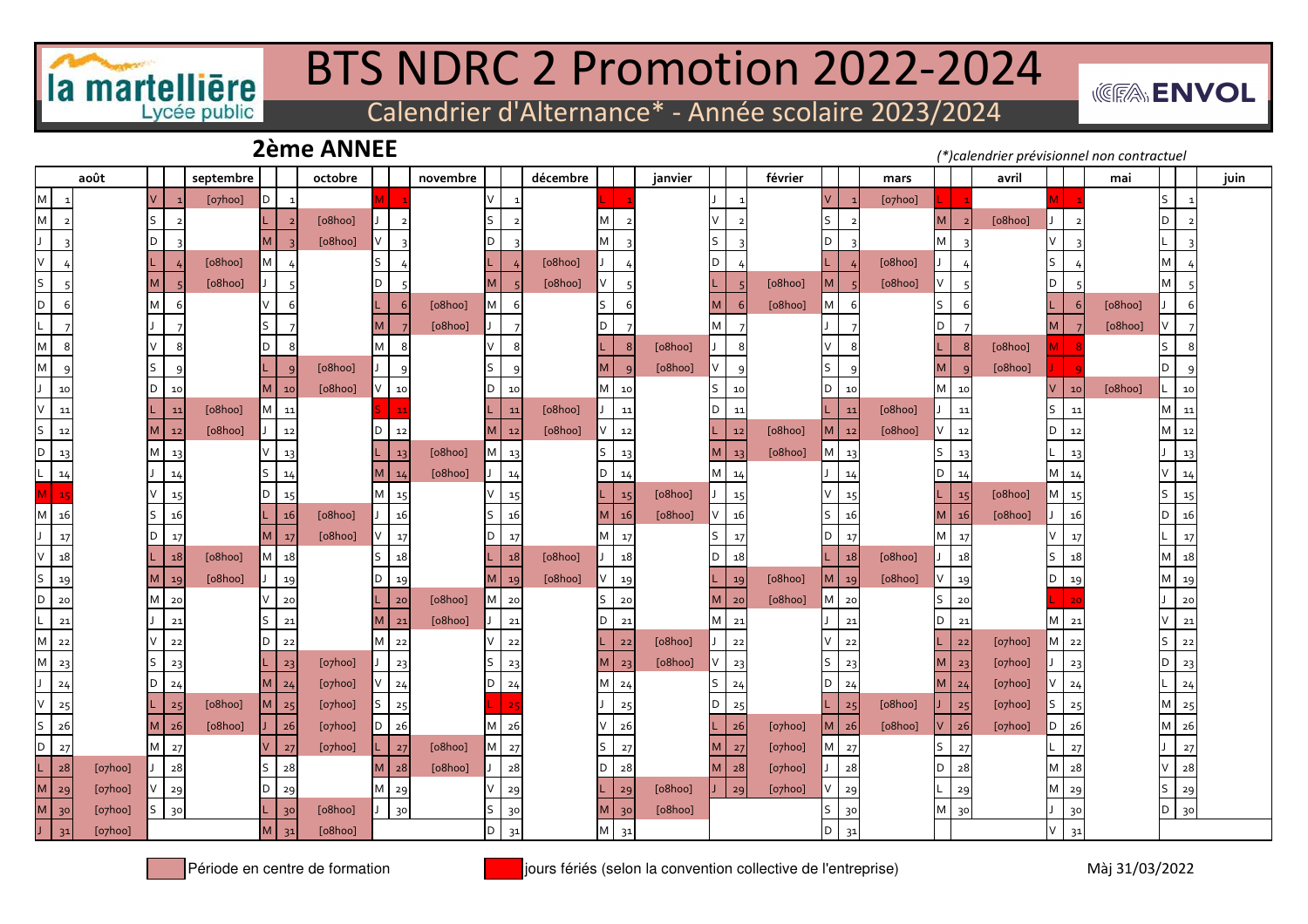# BTS NDRC 2 Promotion 2022-2024

## Calendrier d'Alternance* - Année scolaire 2023/2024

### 2ème ANNEE

*(*)calendrier prévisionnel non contractuel*

| août | | | septembre | | | octobre | | | novembre | | | décembre | | | janvier | | | février | | | mars | | | avril | | | mai | | | juin | | |
|---|---|---|---|---|---|---|---|---|---|---|---|---|---|---|---|---|---|---|---|---|---|---|---|---|---|---|---|---|---|---|---|---|
| M | 1 | | V | 1 | [07h00] | D | 1 | | M | 1 | | V | 1 | | L | 1 | | J | 1 | | V | 1 | [07h00] | L | 1 | | M | 1 | | S | 1 | |
| M | 2 | | S | 2 | | L | 2 | [08h00] | J | 2 | | S | 2 | | M | 2 | | V | 2 | | S | 2 | | M | 2 | [08h00] | J | 2 | | D | 2 | |
| J | 3 | | D | 3 | | M | 3 | [08h00] | V | 3 | | D | 3 | | M | 3 | | S | 3 | | D | 3 | | M | 3 | | V | 3 | | L | 3 | |
| V | 4 | | L | 4 | [08h00] | M | 4 | | S | 4 | | L | 4 | [08h00] | J | 4 | | D | 4 | | L | 4 | [08h00] | J | 4 | | S | 4 | | M | 4 | |
| S | 5 | | M | 5 | [08h00] | J | 5 | | D | 5 | | M | 5 | [08h00] | V | 5 | | L | 5 | [08h00] | M | 5 | [08h00] | V | 5 | | D | 5 | | M | 5 | |
| D | 6 | | M | 6 | | V | 6 | | L | 6 | [08h00] | M | 6 | | S | 6 | | M | 6 | [08h00] | M | 6 | | S | 6 | | L | 6 | [08h00] | J | 6 | |
| L | 7 | | J | 7 | | S | 7 | | M | 7 | [08h00] | J | 7 | | D | 7 | | M | 7 | | J | 7 | | D | 7 | | M | 7 | [08h00] | V | 7 | |
| M | 8 | | V | 8 | | D | 8 | | M | 8 | | V | 8 | | L | 8 | [08h00] | J | 8 | | V | 8 | | L | 8 | [08h00] | M | 8 | | S | 8 | |
| M | 9 | | S | 9 | | L | 9 | [08h00] | J | 9 | | S | 9 | | M | 9 | [08h00] | V | 9 | | S | 9 | | M | 9 | [08h00] | J | 9 | | D | 9 | |
| J | 10 | | D | 10 | | M | 10 | [08h00] | V | 10 | | D | 10 | | M | 10 | | S | 10 | | D | 10 | | M | 10 | | V | 10 | [08h00] | L | 10 | |
| V | 11 | | L | 11 | [08h00] | M | 11 | | S | 11 | | L | 11 | [08h00] | J | 11 | | D | 11 | | L | 11 | [08h00] | J | 11 | | S | 11 | | M | 11 | |
| S | 12 | | M | 12 | [08h00] | J | 12 | | D | 12 | | M | 12 | [08h00] | V | 12 | | L | 12 | [08h00] | M | 12 | [08h00] | V | 12 | | D | 12 | | M | 12 | |
| D | 13 | | M | 13 | | V | 13 | | L | 13 | [08h00] | M | 13 | | S | 13 | | M | 13 | [08h00] | M | 13 | | S | 13 | | L | 13 | | J | 13 | |
| L | 14 | | J | 14 | | S | 14 | | M | 14 | [08h00] | J | 14 | | D | 14 | | M | 14 | | J | 14 | | D | 14 | | M | 14 | | V | 14 | |
| M | 15 | | V | 15 | | D | 15 | | M | 15 | | V | 15 | | L | 15 | [08h00] | J | 15 | | V | 15 | | L | 15 | [08h00] | M | 15 | | S | 15 | |
| M | 16 | | S | 16 | | L | 16 | [08h00] | J | 16 | | S | 16 | | M | 16 | [08h00] | V | 16 | | S | 16 | | M | 16 | [08h00] | J | 16 | | D | 16 | |
| J | 17 | | D | 17 | | M | 17 | [08h00] | V | 17 | | D | 17 | | M | 17 | | S | 17 | | D | 17 | | M | 17 | | V | 17 | | L | 17 | |
| V | 18 | | L | 18 | [08h00] | M | 18 | | S | 18 | | L | 18 | [08h00] | J | 18 | | D | 18 | | L | 18 | [08h00] | J | 18 | | S | 18 | | M | 18 | |
| S | 19 | | M | 19 | [08h00] | J | 19 | | D | 19 | | M | 19 | [08h00] | V | 19 | | L | 19 | [08h00] | M | 19 | [08h00] | V | 19 | | D | 19 | | M | 19 | |
| D | 20 | | M | 20 | | V | 20 | | L | 20 | [08h00] | M | 20 | | S | 20 | | M | 20 | [08h00] | M | 20 | | S | 20 | | L | 20 | | J | 20 | |
| L | 21 | | J | 21 | | S | 21 | | M | 21 | [08h00] | J | 21 | | D | 21 | | M | 21 | | J | 21 | | D | 21 | | M | 21 | | V | 21 | |
| M | 22 | | V | 22 | | D | 22 | | M | 22 | | V | 22 | | L | 22 | [08h00] | J | 22 | | V | 22 | | L | 22 | [07h00] | M | 22 | | S | 22 | |
| M | 23 | | S | 23 | | L | 23 | [07h00] | J | 23 | | S | 23 | | M | 23 | [08h00] | V | 23 | | S | 23 | | M | 23 | [07h00] | J | 23 | | D | 23 | |
| J | 24 | | D | 24 | | M | 24 | [07h00] | V | 24 | | D | 24 | | M | 24 | | S | 24 | | D | 24 | | M | 24 | [07h00] | V | 24 | | L | 24 | |
| V | 25 | | L | 25 | [08h00] | M | 25 | [07h00] | S | 25 | | L | 25 | | J | 25 | | D | 25 | | L | 25 | [08h00] | J | 25 | [07h00] | S | 25 | | M | 25 | |
| S | 26 | | M | 26 | [08h00] | J | 26 | [07h00] | D | 26 | | M | 26 | | V | 26 | | L | 26 | [07h00] | M | 26 | [08h00] | V | 26 | [07h00] | D | 26 | | M | 26 | |
| D | 27 | | M | 27 | | V | 27 | [07h00] | L | 27 | [08h00] | M | 27 | | S | 27 | | M | 27 | [07h00] | M | 27 | | S | 27 | | L | 27 | | J | 27 | |
| L | 28 | [07h00] | J | 28 | | S | 28 | | M | 28 | [08h00] | J | 28 | | D | 28 | | M | 28 | [07h00] | J | 28 | | D | 28 | | M | 28 | | V | 28 | |
| M | 29 | [07h00] | V | 29 | | D | 29 | | M | 29 | | V | 29 | | L | 29 | [08h00] | J | 29 | [07h00] | V | 29 | | L | 29 | | M | 29 | | S | 29 | |
| M | 30 | [07h00] | S | 30 | | L | 30 | [08h00] | J | 30 | | S | 30 | | M | 30 | [08h00] | | | | S | 30 | | M | 30 | | J | 30 | | D | 30 | |
| J | 31 | [07h00] | | | | M | 31 | [08h00] | | | | D | 31 | | M | 31 | | | | | D | 31 | | | | | V | 31 | | | | |

Période en centre de formation

jours fériés (selon la convention collective de l'entreprise)

Màj 31/03/2022